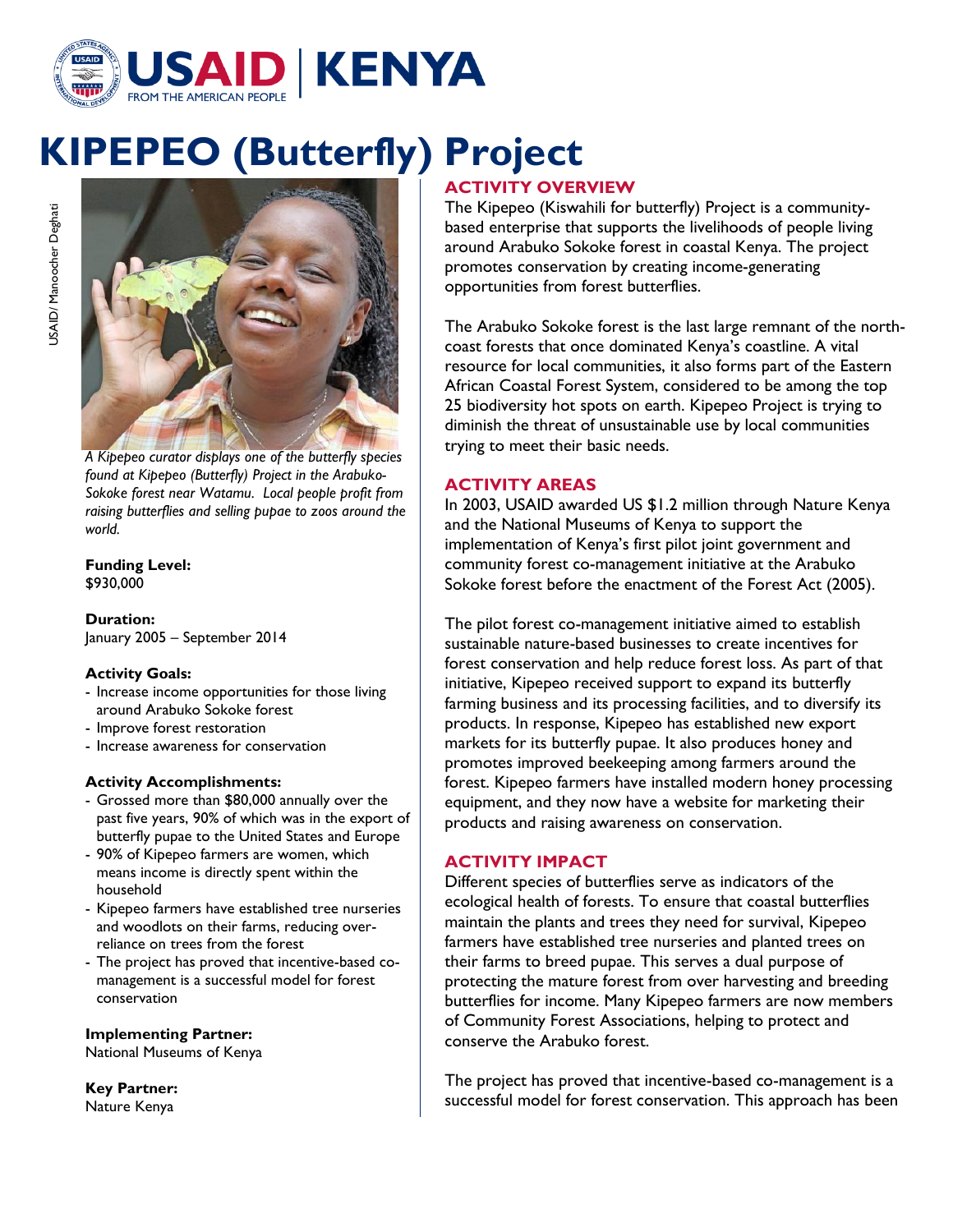USAID | KENYA
FROM THE AMERICAN PEOPLE

# KIPEPEO (Butterfly) Project

USAID/ Manoocher Deghati

*A Kipepeo curator displays one of the butterfly species found at Kipepeo (Butterfly) Project in the Arabuko-Sokoke forest near Watamu. Local people profit from raising butterflies and selling pupae to zoos around the world.*

**Funding Level:**
$930,000

**Duration:**
January 2005 – September 2014

**Activity Goals:**
- Increase income opportunities for those living around Arabuko Sokoke forest
- Improve forest restoration
- Increase awareness for conservation

**Activity Accomplishments:**
- Grossed more than $80,000 annually over the past five years, 90% of which was in the export of butterfly pupae to the United States and Europe
- 90% of Kipepeo farmers are women, which means income is directly spent within the household
- Kipepeo farmers have established tree nurseries and woodlots on their farms, reducing over-reliance on trees from the forest
- The project has proved that incentive-based co-management is a successful model for forest conservation

**Implementing Partner:**
National Museums of Kenya

**Key Partner:**
Nature Kenya

## ACTIVITY OVERVIEW

The Kipepeo (Kiswahili for butterfly) Project is a community-based enterprise that supports the livelihoods of people living around Arabuko Sokoke forest in coastal Kenya. The project promotes conservation by creating income-generating opportunities from forest butterflies.

The Arabuko Sokoke forest is the last large remnant of the north-coast forests that once dominated Kenya's coastline. A vital resource for local communities, it also forms part of the Eastern African Coastal Forest System, considered to be among the top 25 biodiversity hot spots on earth. Kipepeo Project is trying to diminish the threat of unsustainable use by local communities trying to meet their basic needs.

## ACTIVITY AREAS

In 2003, USAID awarded US $1.2 million through Nature Kenya and the National Museums of Kenya to support the implementation of Kenya's first pilot joint government and community forest co-management initiative at the Arabuko Sokoke forest before the enactment of the Forest Act (2005).

The pilot forest co-management initiative aimed to establish sustainable nature-based businesses to create incentives for forest conservation and help reduce forest loss. As part of that initiative, Kipepeo received support to expand its butterfly farming business and its processing facilities, and to diversify its products. In response, Kipepeo has established new export markets for its butterfly pupae. It also produces honey and promotes improved beekeeping among farmers around the forest. Kipepeo farmers have installed modern honey processing equipment, and they now have a website for marketing their products and raising awareness on conservation.

## ACTIVITY IMPACT

Different species of butterflies serve as indicators of the ecological health of forests. To ensure that coastal butterflies maintain the plants and trees they need for survival, Kipepeo farmers have established tree nurseries and planted trees on their farms to breed pupae. This serves a dual purpose of protecting the mature forest from over harvesting and breeding butterflies for income. Many Kipepeo farmers are now members of Community Forest Associations, helping to protect and conserve the Arabuko forest.

The project has proved that incentive-based co-management is a successful model for forest conservation. This approach has been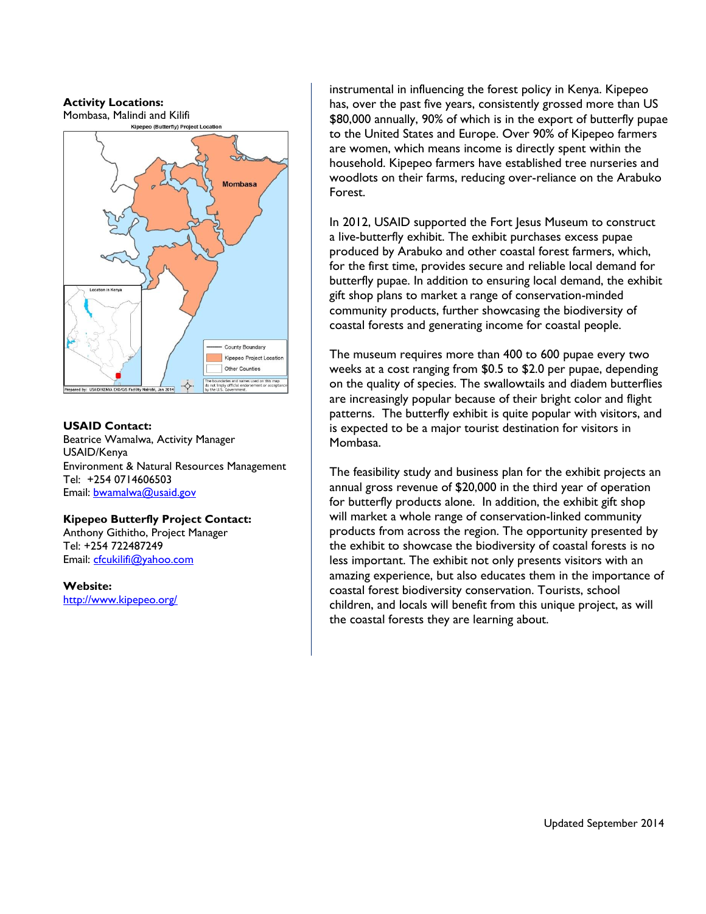**Activity Locations:**
Mombasa, Malindi and Kilifi

Kipepeo (Butterfly) Project Location

Mombasa

Location in Kenya

County Boundary
Kipepeo Project Location
Other Counties

Prepared by: USAID/KENYA EXO/GIS Facility Nairobi, Jan 2014

The boundaries and names used on this map do not imply official endorsement or acceptance by the U.S. Government.

**USAID Contact:**
Beatrice Wamalwa, Activity Manager
USAID/Kenya
Environment & Natural Resources Management
Tel: +254 0714606503
Email: bwamalwa@usaid.gov

**Kipepeo Butterfly Project Contact:**
Anthony Githitho, Project Manager
Tel: +254 722487249
Email: cfcukilifi@yahoo.com

**Website:**
http://www.kipepeo.org/

instrumental in influencing the forest policy in Kenya. Kipepeo has, over the past five years, consistently grossed more than US $80,000 annually, 90% of which is in the export of butterfly pupae to the United States and Europe. Over 90% of Kipepeo farmers are women, which means income is directly spent within the household. Kipepeo farmers have established tree nurseries and woodlots on their farms, reducing over-reliance on the Arabuko Forest.

In 2012, USAID supported the Fort Jesus Museum to construct a live-butterfly exhibit. The exhibit purchases excess pupae produced by Arabuko and other coastal forest farmers, which, for the first time, provides secure and reliable local demand for butterfly pupae. In addition to ensuring local demand, the exhibit gift shop plans to market a range of conservation-minded community products, further showcasing the biodiversity of coastal forests and generating income for coastal people.

The museum requires more than 400 to 600 pupae every two weeks at a cost ranging from $0.5 to $2.0 per pupae, depending on the quality of species. The swallowtails and diadem butterflies are increasingly popular because of their bright color and flight patterns. The butterfly exhibit is quite popular with visitors, and is expected to be a major tourist destination for visitors in Mombasa.

The feasibility study and business plan for the exhibit projects an annual gross revenue of $20,000 in the third year of operation for butterfly products alone. In addition, the exhibit gift shop will market a whole range of conservation-linked community products from across the region. The opportunity presented by the exhibit to showcase the biodiversity of coastal forests is no less important. The exhibit not only presents visitors with an amazing experience, but also educates them in the importance of coastal forest biodiversity conservation. Tourists, school children, and locals will benefit from this unique project, as will the coastal forests they are learning about.

Updated September 2014